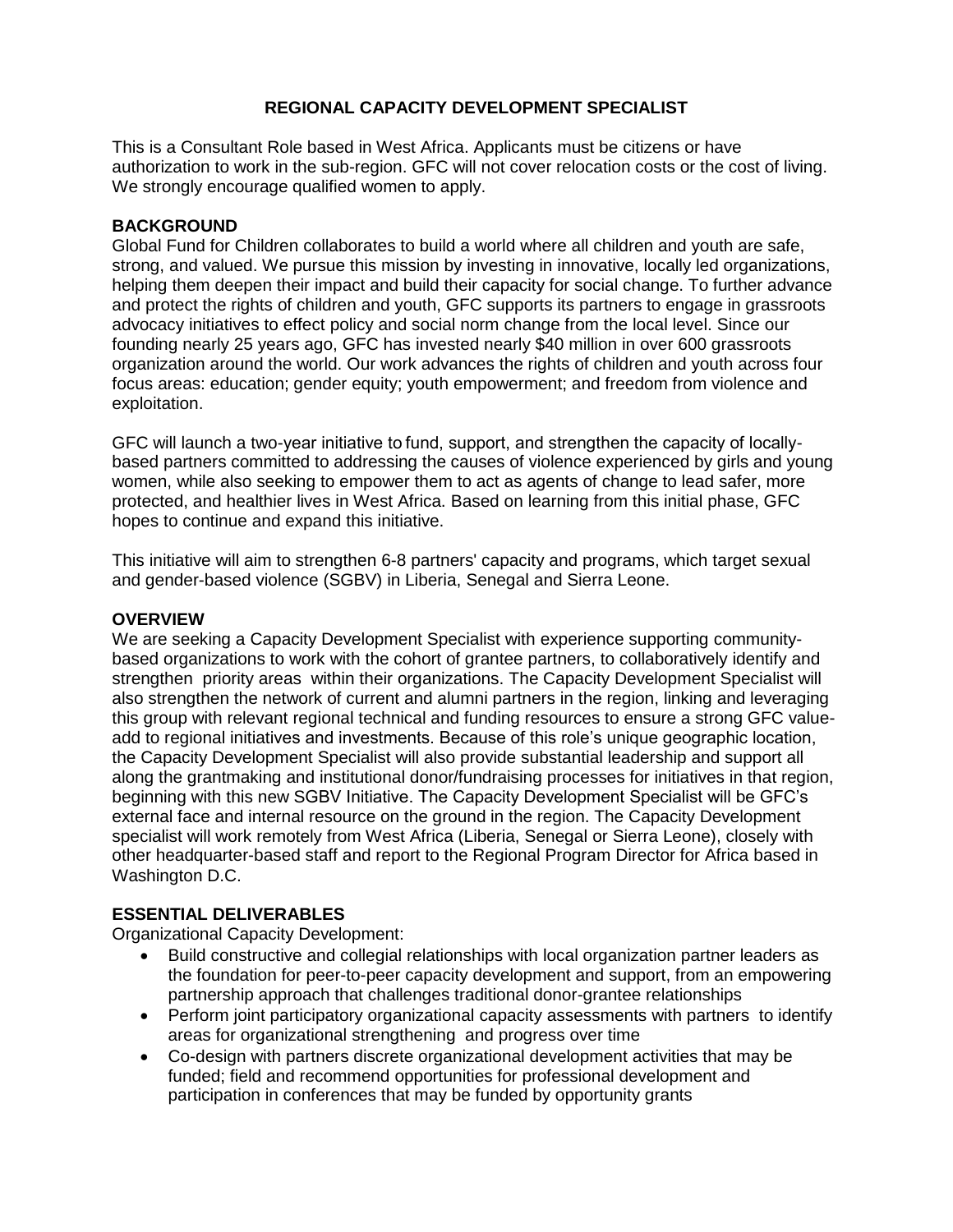# REGIONAL CAPACITY DEVELOPMENT SPECIALIST

This is a Consultant Role based in West Africa. Applicants must be citizens or have authorization to work in the sub-region. GFC will not cover relocation costs or the cost of living. We strongly encourage qualified women to apply.

## BACKGROUND

Global Fund for Children collaborates to build a world where all children and youth are safe, strong, and valued. We pursue this mission by investing in innovative, locally led organizations, helping them deepen their impact and build their capacity for social change. To further advance and protect the rights of children and youth, GFC supports its partners to engage in grassroots advocacy initiatives to effect policy and social norm change from the local level. Since our founding nearly 25 years ago, GFC has invested nearly $40 million in over 600 grassroots organization around the world. Our work advances the rights of children and youth across four focus areas: education; gender equity; youth empowerment; and freedom from violence and exploitation.

GFC will launch a two-year initiative to fund, support, and strengthen the capacity of locally-based partners committed to addressing the causes of violence experienced by girls and young women, while also seeking to empower them to act as agents of change to lead safer, more protected, and healthier lives in West Africa. Based on learning from this initial phase, GFC hopes to continue and expand this initiative.

This initiative will aim to strengthen 6-8 partners' capacity and programs, which target sexual and gender-based violence (SGBV) in Liberia, Senegal and Sierra Leone.

## OVERVIEW

We are seeking a Capacity Development Specialist with experience supporting community-based organizations to work with the cohort of grantee partners, to collaboratively identify and strengthen priority areas within their organizations. The Capacity Development Specialist will also strengthen the network of current and alumni partners in the region, linking and leveraging this group with relevant regional technical and funding resources to ensure a strong GFC value-add to regional initiatives and investments. Because of this role's unique geographic location, the Capacity Development Specialist will also provide substantial leadership and support all along the grantmaking and institutional donor/fundraising processes for initiatives in that region, beginning with this new SGBV Initiative. The Capacity Development Specialist will be GFC's external face and internal resource on the ground in the region. The Capacity Development specialist will work remotely from West Africa (Liberia, Senegal or Sierra Leone), closely with other headquarter-based staff and report to the Regional Program Director for Africa based in Washington D.C.

## ESSENTIAL DELIVERABLES

Organizational Capacity Development:

- Build constructive and collegial relationships with local organization partner leaders as the foundation for peer-to-peer capacity development and support, from an empowering partnership approach that challenges traditional donor-grantee relationships
- Perform joint participatory organizational capacity assessments with partners to identify areas for organizational strengthening and progress over time
- Co-design with partners discrete organizational development activities that may be funded; field and recommend opportunities for professional development and participation in conferences that may be funded by opportunity grants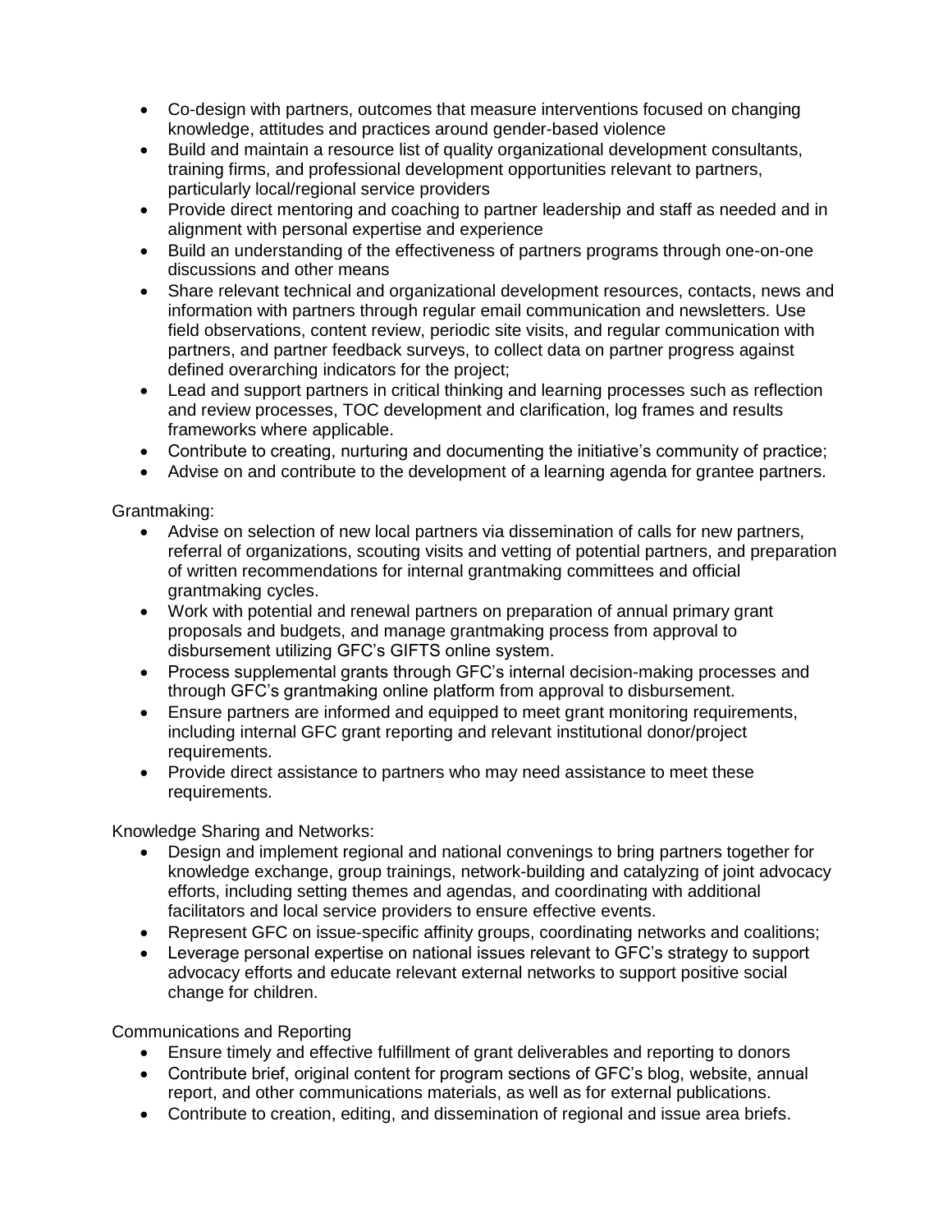- Co-design with partners, outcomes that measure interventions focused on changing knowledge, attitudes and practices around gender-based violence
- Build and maintain a resource list of quality organizational development consultants, training firms, and professional development opportunities relevant to partners, particularly local/regional service providers
- Provide direct mentoring and coaching to partner leadership and staff as needed and in alignment with personal expertise and experience
- Build an understanding of the effectiveness of partners programs through one-on-one discussions and other means
- Share relevant technical and organizational development resources, contacts, news and information with partners through regular email communication and newsletters. Use field observations, content review, periodic site visits, and regular communication with partners, and partner feedback surveys, to collect data on partner progress against defined overarching indicators for the project;
- Lead and support partners in critical thinking and learning processes such as reflection and review processes, TOC development and clarification, log frames and results frameworks where applicable.
- Contribute to creating, nurturing and documenting the initiative's community of practice;
- Advise on and contribute to the development of a learning agenda for grantee partners.

Grantmaking:

- Advise on selection of new local partners via dissemination of calls for new partners, referral of organizations, scouting visits and vetting of potential partners, and preparation of written recommendations for internal grantmaking committees and official grantmaking cycles.
- Work with potential and renewal partners on preparation of annual primary grant proposals and budgets, and manage grantmaking process from approval to disbursement utilizing GFC's GIFTS online system.
- Process supplemental grants through GFC's internal decision-making processes and through GFC's grantmaking online platform from approval to disbursement.
- Ensure partners are informed and equipped to meet grant monitoring requirements, including internal GFC grant reporting and relevant institutional donor/project requirements.
- Provide direct assistance to partners who may need assistance to meet these requirements.

Knowledge Sharing and Networks:

- Design and implement regional and national convenings to bring partners together for knowledge exchange, group trainings, network-building and catalyzing of joint advocacy efforts, including setting themes and agendas, and coordinating with additional facilitators and local service providers to ensure effective events.
- Represent GFC on issue-specific affinity groups, coordinating networks and coalitions;
- Leverage personal expertise on national issues relevant to GFC's strategy to support advocacy efforts and educate relevant external networks to support positive social change for children.

Communications and Reporting

- Ensure timely and effective fulfillment of grant deliverables and reporting to donors
- Contribute brief, original content for program sections of GFC's blog, website, annual report, and other communications materials, as well as for external publications.
- Contribute to creation, editing, and dissemination of regional and issue area briefs.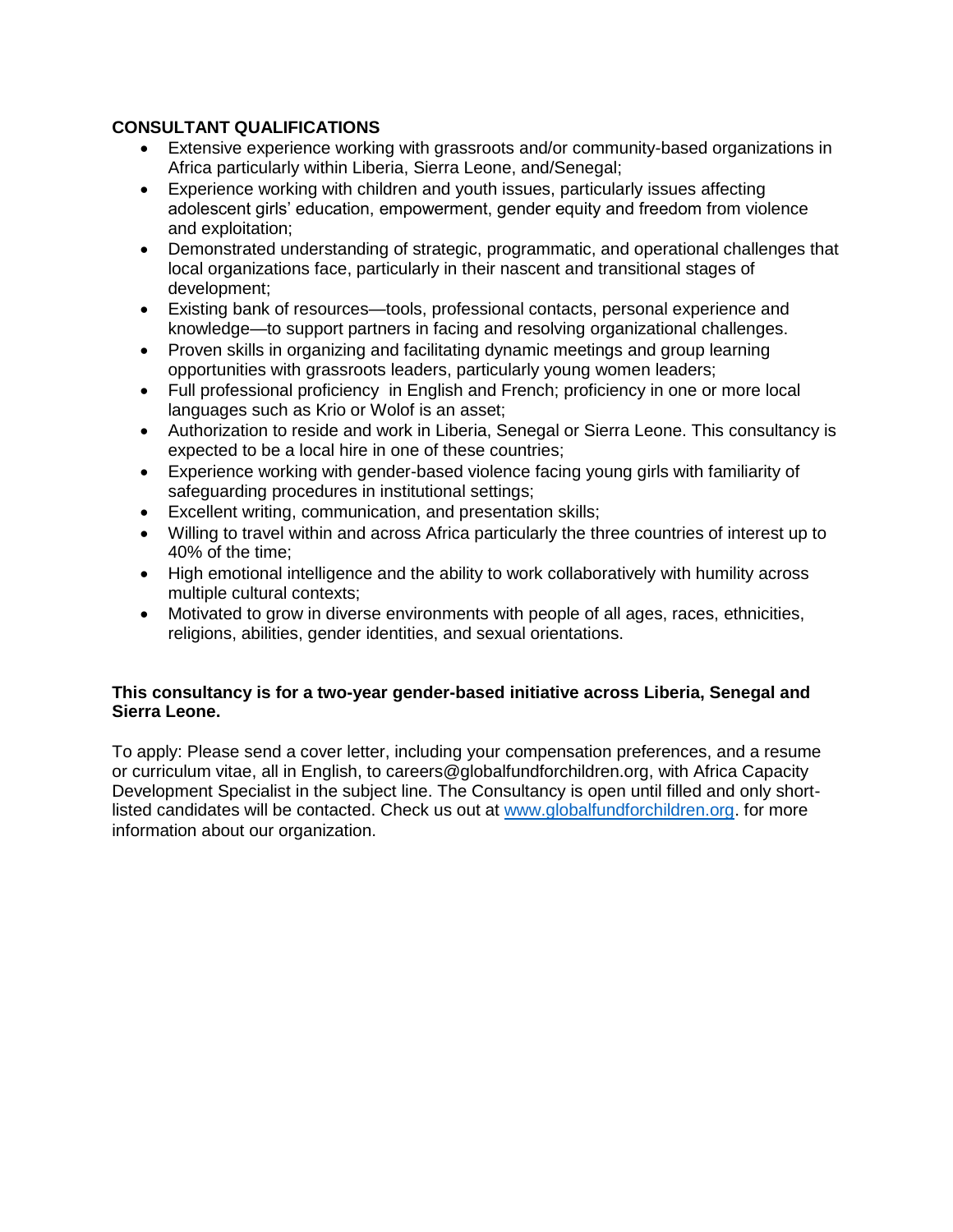**CONSULTANT QUALIFICATIONS**

- Extensive experience working with grassroots and/or community-based organizations in Africa particularly within Liberia, Sierra Leone, and/Senegal;
- Experience working with children and youth issues, particularly issues affecting adolescent girls' education, empowerment, gender equity and freedom from violence and exploitation;
- Demonstrated understanding of strategic, programmatic, and operational challenges that local organizations face, particularly in their nascent and transitional stages of development;
- Existing bank of resources—tools, professional contacts, personal experience and knowledge—to support partners in facing and resolving organizational challenges.
- Proven skills in organizing and facilitating dynamic meetings and group learning opportunities with grassroots leaders, particularly young women leaders;
- Full professional proficiency in English and French; proficiency in one or more local languages such as Krio or Wolof is an asset;
- Authorization to reside and work in Liberia, Senegal or Sierra Leone. This consultancy is expected to be a local hire in one of these countries;
- Experience working with gender-based violence facing young girls with familiarity of safeguarding procedures in institutional settings;
- Excellent writing, communication, and presentation skills;
- Willing to travel within and across Africa particularly the three countries of interest up to 40% of the time;
- High emotional intelligence and the ability to work collaboratively with humility across multiple cultural contexts;
- Motivated to grow in diverse environments with people of all ages, races, ethnicities, religions, abilities, gender identities, and sexual orientations.

**This consultancy is for a two-year gender-based initiative across Liberia, Senegal and Sierra Leone.**

To apply: Please send a cover letter, including your compensation preferences, and a resume or curriculum vitae, all in English, to careers@globalfundforchildren.org, with Africa Capacity Development Specialist in the subject line. The Consultancy is open until filled and only short-listed candidates will be contacted. Check us out at [www.globalfundforchildren.org](http://www.globalfundforchildren.org). for more information about our organization.